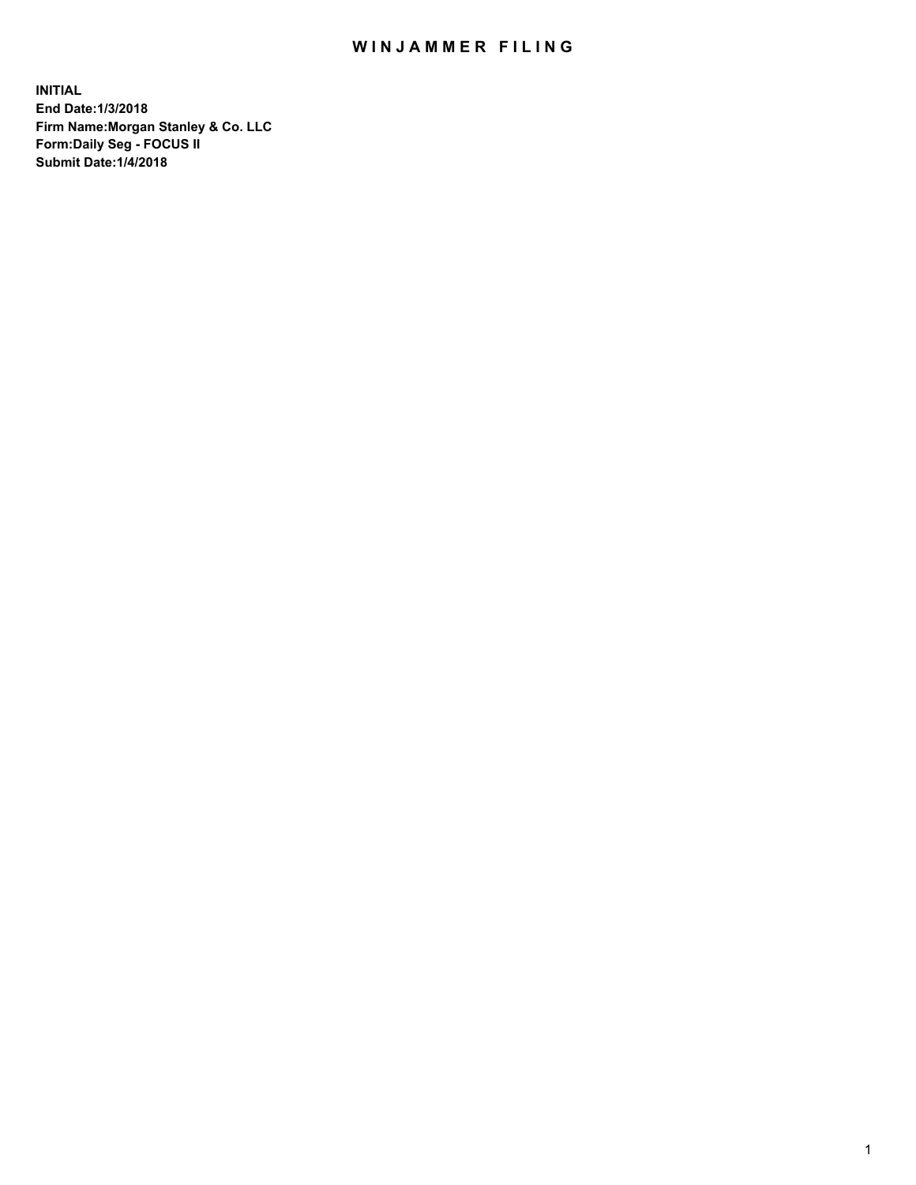# WINJAMMER FILING

**INITIAL**
**End Date:1/3/2018**
**Firm Name:Morgan Stanley & Co. LLC**
**Form:Daily Seg - FOCUS II**
**Submit Date:1/4/2018**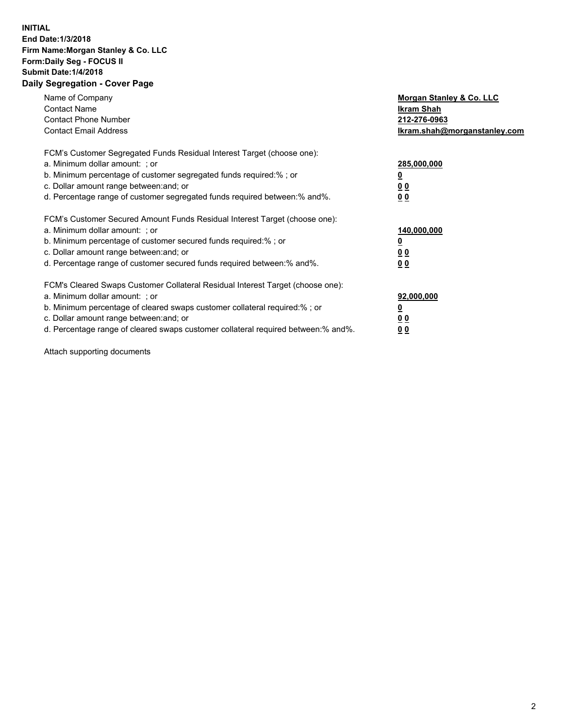**INITIAL**
**End Date:1/3/2018**
**Firm Name:Morgan Stanley & Co. LLC**
**Form:Daily Seg - FOCUS II**
**Submit Date:1/4/2018**
**Daily Segregation - Cover Page**

| | |
|---|---|
| Name of Company | **Morgan Stanley & Co. LLC** |
| Contact Name | **Ikram Shah** |
| Contact Phone Number | **212-276-0963** |
| Contact Email Address | **Ikram.shah@morganstanley.com** |

| | |
|---|---|
| FCM's Customer Segregated Funds Residual Interest Target (choose one): | |
| a. Minimum dollar amount: ; or | **285,000,000** |
| b. Minimum percentage of customer segregated funds required:% ; or | **0** |
| c. Dollar amount range between:and; or | **0 0** |
| d. Percentage range of customer segregated funds required between:% and%. | **0 0** |

| | |
|---|---|
| FCM's Customer Secured Amount Funds Residual Interest Target (choose one): | |
| a. Minimum dollar amount: ; or | **140,000,000** |
| b. Minimum percentage of customer secured funds required:% ; or | **0** |
| c. Dollar amount range between:and; or | **0 0** |
| d. Percentage range of customer secured funds required between:% and%. | **0 0** |

| | |
|---|---|
| FCM's Cleared Swaps Customer Collateral Residual Interest Target (choose one): | |
| a. Minimum dollar amount: ; or | **92,000,000** |
| b. Minimum percentage of cleared swaps customer collateral required:% ; or | **0** |
| c. Dollar amount range between:and; or | **0 0** |
| d. Percentage range of cleared swaps customer collateral required between:% and%. | **0 0** |

Attach supporting documents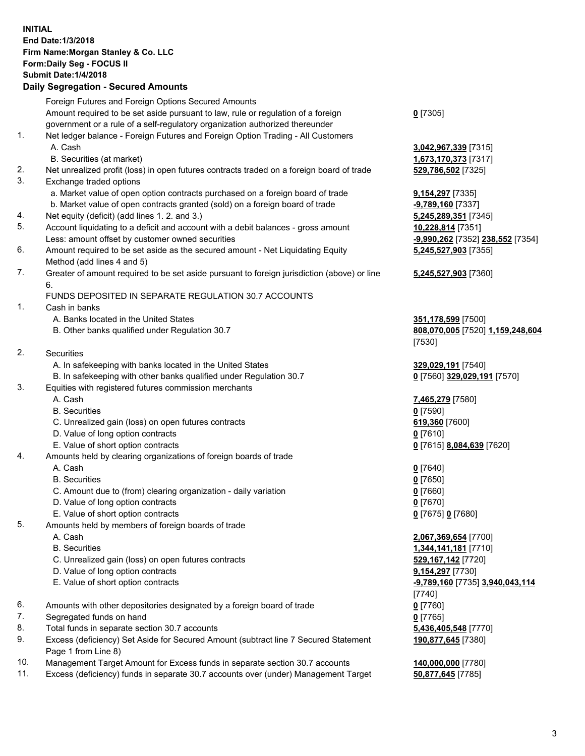**INITIAL**
**End Date:1/3/2018**
**Firm Name:Morgan Stanley & Co. LLC**
**Form:Daily Seg - FOCUS II**
**Submit Date:1/4/2018**

## Daily Segregation - Secured Amounts

| | | |
|---|---|---|
| | Foreign Futures and Foreign Options Secured Amounts | |
| | Amount required to be set aside pursuant to law, rule or regulation of a foreign government or a rule of a self-regulatory organization authorized thereunder | **0** [7305] |
| 1. | Net ledger balance - Foreign Futures and Foreign Option Trading - All Customers | |
| | A. Cash | **3,042,967,339** [7315] |
| | B. Securities (at market) | **1,673,170,373** [7317] |
| 2. | Net unrealized profit (loss) in open futures contracts traded on a foreign board of trade | **529,786,502** [7325] |
| 3. | Exchange traded options | |
| | a. Market value of open option contracts purchased on a foreign board of trade | **9,154,297** [7335] |
| | b. Market value of open contracts granted (sold) on a foreign board of trade | **-9,789,160** [7337] |
| 4. | Net equity (deficit) (add lines 1. 2. and 3.) | **5,245,289,351** [7345] |
| 5. | Account liquidating to a deficit and account with a debit balances - gross amount | **10,228,814** [7351] |
| | Less: amount offset by customer owned securities | **-9,990,262** [7352] **238,552** [7354] |
| 6. | Amount required to be set aside as the secured amount - Net Liquidating Equity Method (add lines 4 and 5) | **5,245,527,903** [7355] |
| 7. | Greater of amount required to be set aside pursuant to foreign jurisdiction (above) or line 6. | **5,245,527,903** [7360] |
| | FUNDS DEPOSITED IN SEPARATE REGULATION 30.7 ACCOUNTS | |
| 1. | Cash in banks | |
| | A. Banks located in the United States | **351,178,599** [7500] |
| | B. Other banks qualified under Regulation 30.7 | **808,070,005** [7520] **1,159,248,604** [7530] |
| 2. | Securities | |
| | A. In safekeeping with banks located in the United States | **329,029,191** [7540] |
| | B. In safekeeping with other banks qualified under Regulation 30.7 | **0** [7560] **329,029,191** [7570] |
| 3. | Equities with registered futures commission merchants | |
| | A. Cash | **7,465,279** [7580] |
| | B. Securities | **0** [7590] |
| | C. Unrealized gain (loss) on open futures contracts | **619,360** [7600] |
| | D. Value of long option contracts | **0** [7610] |
| | E. Value of short option contracts | **0** [7615] **8,084,639** [7620] |
| 4. | Amounts held by clearing organizations of foreign boards of trade | |
| | A. Cash | **0** [7640] |
| | B. Securities | **0** [7650] |
| | C. Amount due to (from) clearing organization - daily variation | **0** [7660] |
| | D. Value of long option contracts | **0** [7670] |
| | E. Value of short option contracts | **0** [7675] **0** [7680] |
| 5. | Amounts held by members of foreign boards of trade | |
| | A. Cash | **2,067,369,654** [7700] |
| | B. Securities | **1,344,141,181** [7710] |
| | C. Unrealized gain (loss) on open futures contracts | **529,167,142** [7720] |
| | D. Value of long option contracts | **9,154,297** [7730] |
| | E. Value of short option contracts | **-9,789,160** [7735] **3,940,043,114** [7740] |
| 6. | Amounts with other depositories designated by a foreign board of trade | **0** [7760] |
| 7. | Segregated funds on hand | **0** [7765] |
| 8. | Total funds in separate section 30.7 accounts | **5,436,405,548** [7770] |
| 9. | Excess (deficiency) Set Aside for Secured Amount (subtract line 7 Secured Statement Page 1 from Line 8) | **190,877,645** [7380] |
| 10. | Management Target Amount for Excess funds in separate section 30.7 accounts | **140,000,000** [7780] |
| 11. | Excess (deficiency) funds in separate 30.7 accounts over (under) Management Target | **50,877,645** [7785] |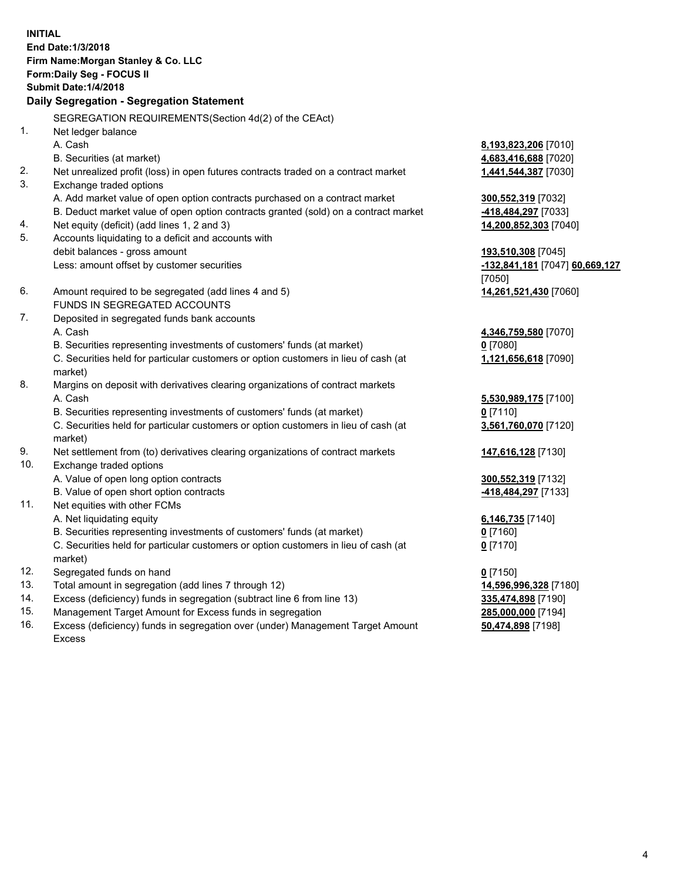**INITIAL**
**End Date:1/3/2018**
**Firm Name:Morgan Stanley & Co. LLC**
**Form:Daily Seg - FOCUS II**
**Submit Date:1/4/2018**

## Daily Segregation - Segregation Statement

SEGREGATION REQUIREMENTS(Section 4d(2) of the CEAct)

1. Net ledger balance
   - A. Cash — **8,193,823,206** [7010]
   - B. Securities (at market) — **4,683,416,688** [7020]
2. Net unrealized profit (loss) in open futures contracts traded on a contract market — **1,441,544,387** [7030]
3. Exchange traded options
   - A. Add market value of open option contracts purchased on a contract market — **300,552,319** [7032]
   - B. Deduct market value of open option contracts granted (sold) on a contract market — **-418,484,297** [7033]
4. Net equity (deficit) (add lines 1, 2 and 3) — **14,200,852,303** [7040]
5. Accounts liquidating to a deficit and accounts with debit balances - gross amount — **193,510,308** [7045]
   Less: amount offset by customer securities — **-132,841,181** [7047] **60,669,127** [7050]
6. Amount required to be segregated (add lines 4 and 5) — **14,261,521,430** [7060]

FUNDS IN SEGREGATED ACCOUNTS

7. Deposited in segregated funds bank accounts
   - A. Cash — **4,346,759,580** [7070]
   - B. Securities representing investments of customers' funds (at market) — **0** [7080]
   - C. Securities held for particular customers or option customers in lieu of cash (at market) — **1,121,656,618** [7090]
8. Margins on deposit with derivatives clearing organizations of contract markets
   - A. Cash — **5,530,989,175** [7100]
   - B. Securities representing investments of customers' funds (at market) — **0** [7110]
   - C. Securities held for particular customers or option customers in lieu of cash (at market) — **3,561,760,070** [7120]
9. Net settlement from (to) derivatives clearing organizations of contract markets — **147,616,128** [7130]
10. Exchange traded options
    - A. Value of open long option contracts — **300,552,319** [7132]
    - B. Value of open short option contracts — **-418,484,297** [7133]
11. Net equities with other FCMs
    - A. Net liquidating equity — **6,146,735** [7140]
    - B. Securities representing investments of customers' funds (at market) — **0** [7160]
    - C. Securities held for particular customers or option customers in lieu of cash (at market) — **0** [7170]
12. Segregated funds on hand — **0** [7150]
13. Total amount in segregation (add lines 7 through 12) — **14,596,996,328** [7180]
14. Excess (deficiency) funds in segregation (subtract line 6 from line 13) — **335,474,898** [7190]
15. Management Target Amount for Excess funds in segregation — **285,000,000** [7194]
16. Excess (deficiency) funds in segregation over (under) Management Target Amount Excess — **50,474,898** [7198]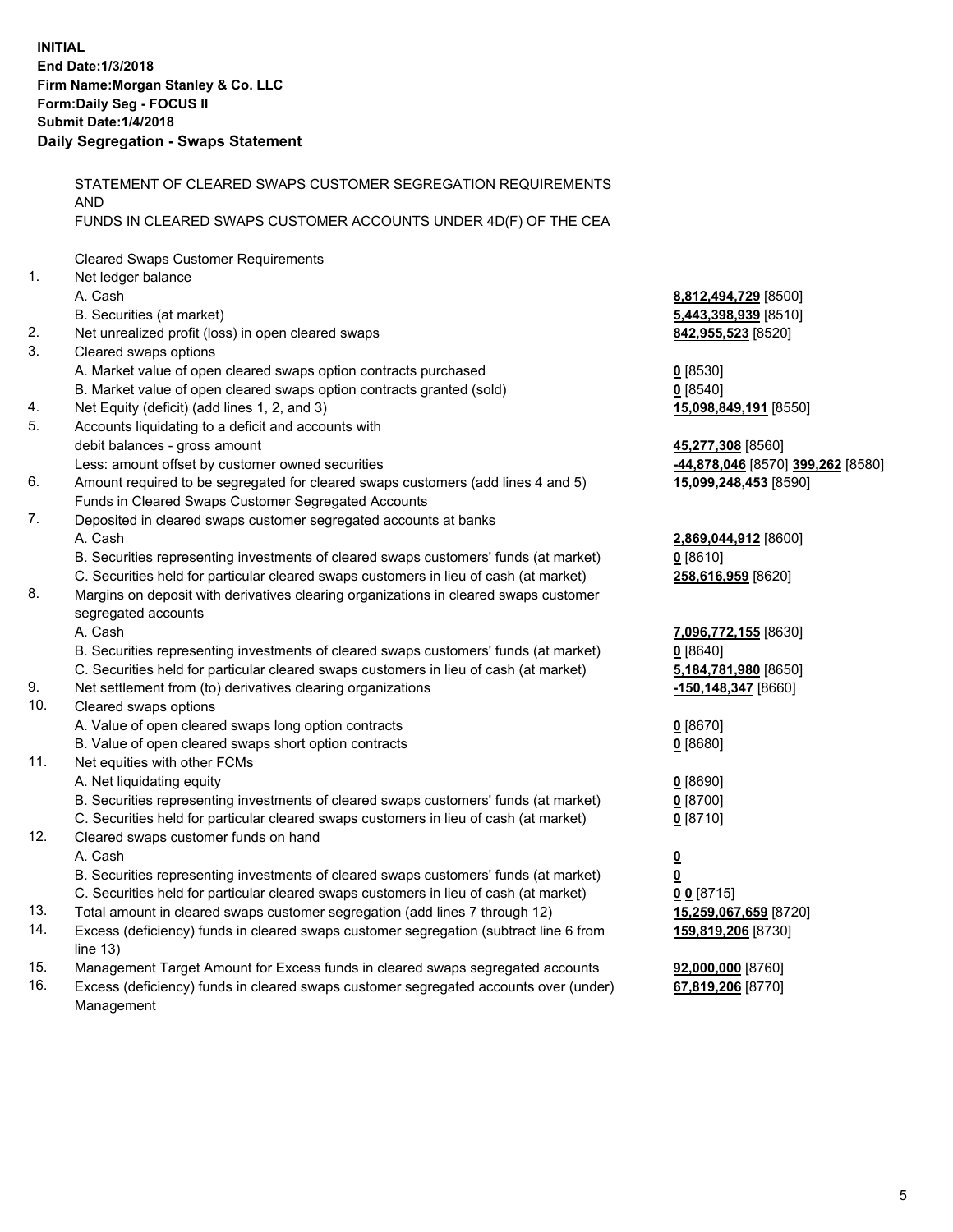**INITIAL**
**End Date:1/3/2018**
**Firm Name:Morgan Stanley & Co. LLC**
**Form:Daily Seg - FOCUS II**
**Submit Date:1/4/2018**
**Daily Segregation - Swaps Statement**

STATEMENT OF CLEARED SWAPS CUSTOMER SEGREGATION REQUIREMENTS AND FUNDS IN CLEARED SWAPS CUSTOMER ACCOUNTS UNDER 4D(F) OF THE CEA

| | | |
|---|---|---|
| | Cleared Swaps Customer Requirements | |
| 1. | Net ledger balance | |
| | A. Cash | **8,812,494,729** [8500] |
| | B. Securities (at market) | **5,443,398,939** [8510] |
| 2. | Net unrealized profit (loss) in open cleared swaps | **842,955,523** [8520] |
| 3. | Cleared swaps options | |
| | A. Market value of open cleared swaps option contracts purchased | **0** [8530] |
| | B. Market value of open cleared swaps option contracts granted (sold) | **0** [8540] |
| 4. | Net Equity (deficit) (add lines 1, 2, and 3) | **15,098,849,191** [8550] |
| 5. | Accounts liquidating to a deficit and accounts with debit balances - gross amount | **45,277,308** [8560] |
| | Less: amount offset by customer owned securities | **-44,878,046** [8570] **399,262** [8580] |
| 6. | Amount required to be segregated for cleared swaps customers (add lines 4 and 5) | **15,099,248,453** [8590] |
| | Funds in Cleared Swaps Customer Segregated Accounts | |
| 7. | Deposited in cleared swaps customer segregated accounts at banks | |
| | A. Cash | **2,869,044,912** [8600] |
| | B. Securities representing investments of cleared swaps customers' funds (at market) | **0** [8610] |
| | C. Securities held for particular cleared swaps customers in lieu of cash (at market) | **258,616,959** [8620] |
| 8. | Margins on deposit with derivatives clearing organizations in cleared swaps customer segregated accounts | |
| | A. Cash | **7,096,772,155** [8630] |
| | B. Securities representing investments of cleared swaps customers' funds (at market) | **0** [8640] |
| | C. Securities held for particular cleared swaps customers in lieu of cash (at market) | **5,184,781,980** [8650] |
| 9. | Net settlement from (to) derivatives clearing organizations | **-150,148,347** [8660] |
| 10. | Cleared swaps options | |
| | A. Value of open cleared swaps long option contracts | **0** [8670] |
| | B. Value of open cleared swaps short option contracts | **0** [8680] |
| 11. | Net equities with other FCMs | |
| | A. Net liquidating equity | **0** [8690] |
| | B. Securities representing investments of cleared swaps customers' funds (at market) | **0** [8700] |
| | C. Securities held for particular cleared swaps customers in lieu of cash (at market) | **0** [8710] |
| 12. | Cleared swaps customer funds on hand | |
| | A. Cash | **0** |
| | B. Securities representing investments of cleared swaps customers' funds (at market) | **0** |
| | C. Securities held for particular cleared swaps customers in lieu of cash (at market) | **0** **0** [8715] |
| 13. | Total amount in cleared swaps customer segregation (add lines 7 through 12) | **15,259,067,659** [8720] |
| 14. | Excess (deficiency) funds in cleared swaps customer segregation (subtract line 6 from line 13) | **159,819,206** [8730] |
| 15. | Management Target Amount for Excess funds in cleared swaps segregated accounts | **92,000,000** [8760] |
| 16. | Excess (deficiency) funds in cleared swaps customer segregated accounts over (under) Management | **67,819,206** [8770] |